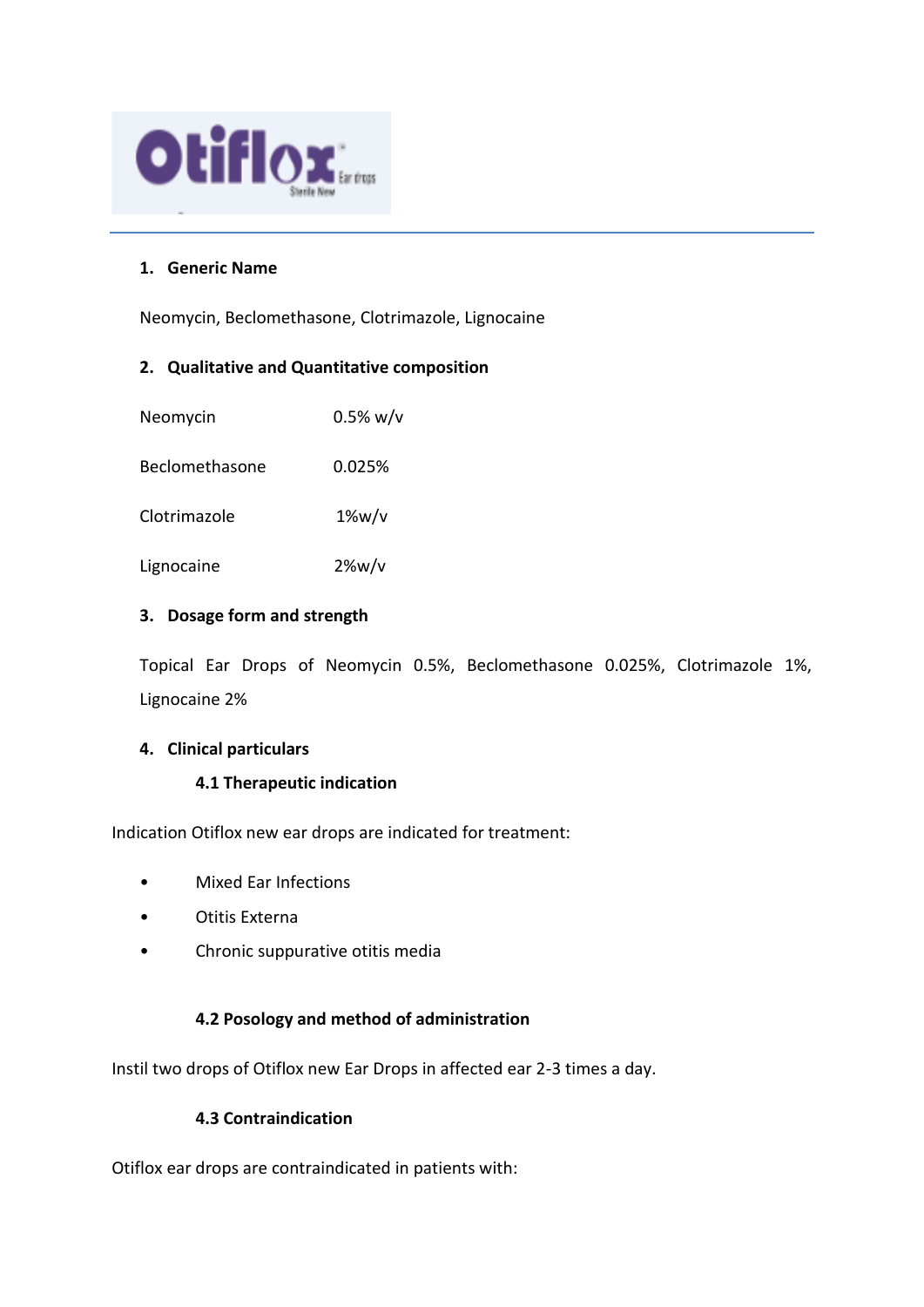# Otiflox Ear drops Sterile New

## 1. Generic Name

Neomycin, Beclomethasone, Clotrimazole, Lignocaine

## 2. Qualitative and Quantitative composition

| | |
|---|---|
| Neomycin | 0.5% w/v |
| Beclomethasone | 0.025% |
| Clotrimazole | 1%w/v |
| Lignocaine | 2%w/v |

## 3. Dosage form and strength

Topical Ear Drops of Neomycin 0.5%, Beclomethasone 0.025%, Clotrimazole 1%, Lignocaine 2%

## 4. Clinical particulars

### 4.1 Therapeutic indication

Indication Otiflox new ear drops are indicated for treatment:

- Mixed Ear Infections
- Otitis Externa
- Chronic suppurative otitis media

### 4.2 Posology and method of administration

Instil two drops of Otiflox new Ear Drops in affected ear 2-3 times a day.

### 4.3 Contraindication

Otiflox ear drops are contraindicated in patients with: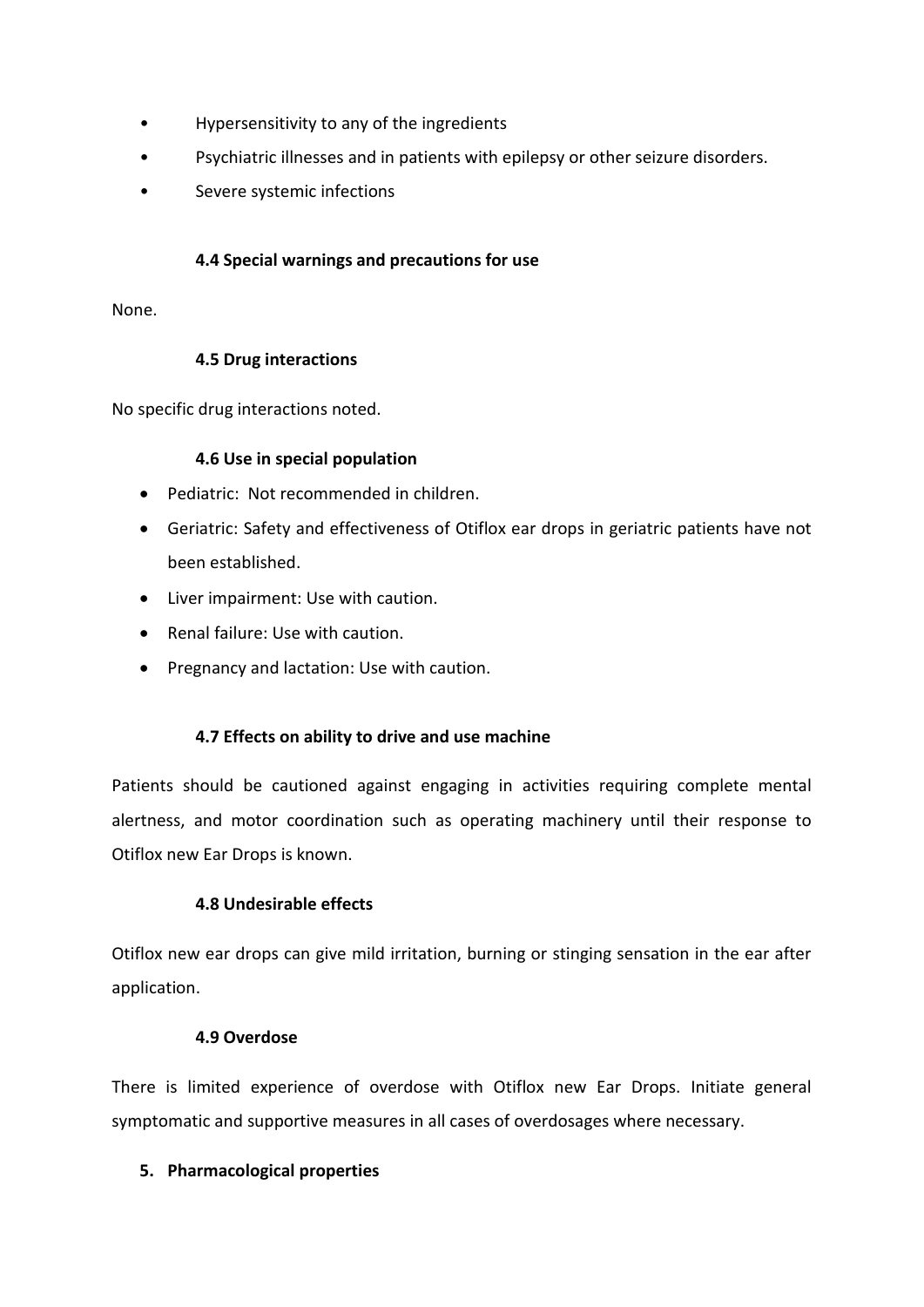- Hypersensitivity to any of the ingredients
- Psychiatric illnesses and in patients with epilepsy or other seizure disorders.
- Severe systemic infections

### 4.4 Special warnings and precautions for use

None.

### 4.5 Drug interactions

No specific drug interactions noted.

### 4.6 Use in special population

- Pediatric: Not recommended in children.
- Geriatric: Safety and effectiveness of Otiflox ear drops in geriatric patients have not been established.
- Liver impairment: Use with caution.
- Renal failure: Use with caution.
- Pregnancy and lactation: Use with caution.

### 4.7 Effects on ability to drive and use machine

Patients should be cautioned against engaging in activities requiring complete mental alertness, and motor coordination such as operating machinery until their response to Otiflox new Ear Drops is known.

### 4.8 Undesirable effects

Otiflox new ear drops can give mild irritation, burning or stinging sensation in the ear after application.

### 4.9 Overdose

There is limited experience of overdose with Otiflox new Ear Drops. Initiate general symptomatic and supportive measures in all cases of overdosages where necessary.

## 5. Pharmacological properties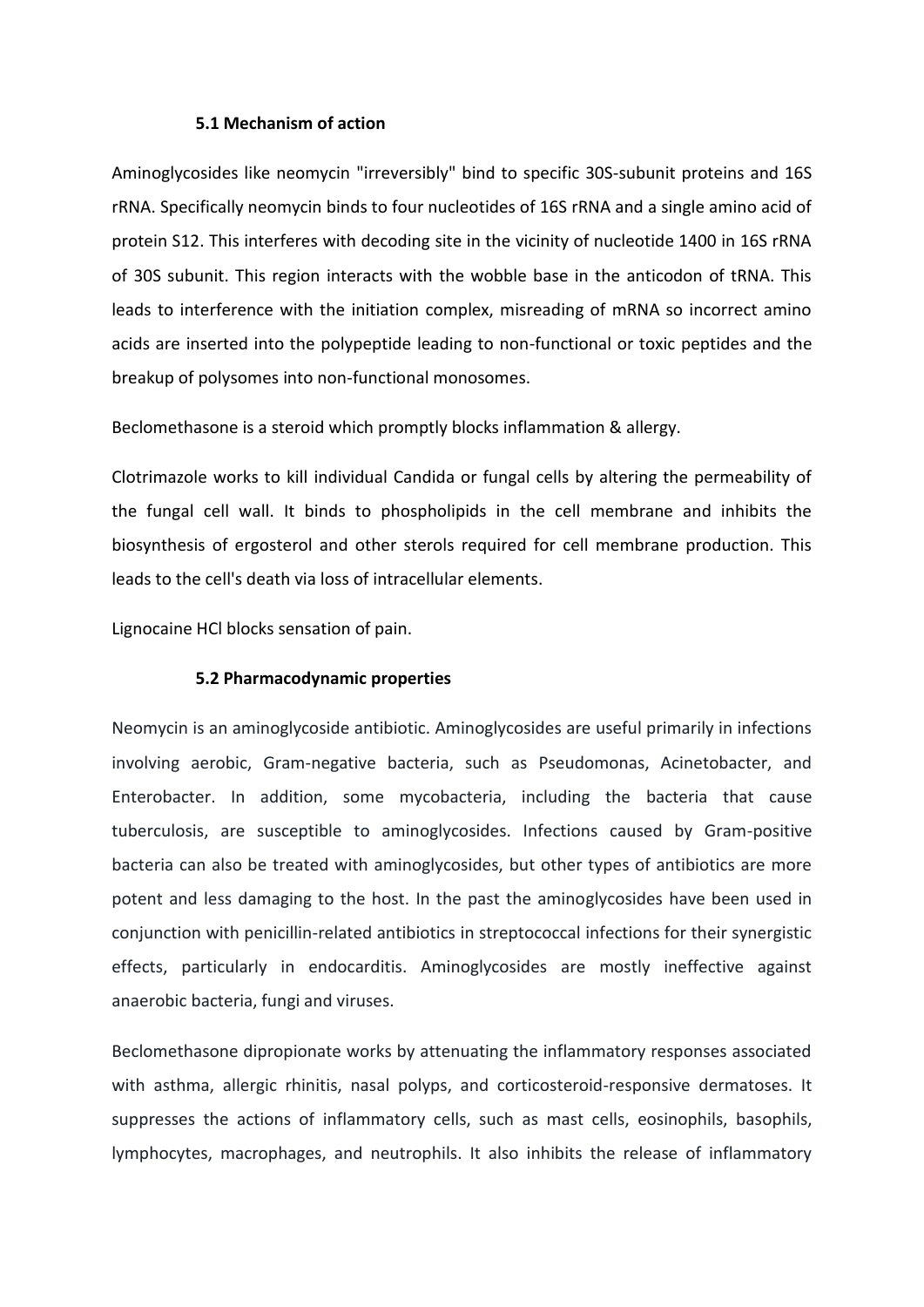### 5.1 Mechanism of action

Aminoglycosides like neomycin "irreversibly" bind to specific 30S-subunit proteins and 16S rRNA. Specifically neomycin binds to four nucleotides of 16S rRNA and a single amino acid of protein S12. This interferes with decoding site in the vicinity of nucleotide 1400 in 16S rRNA of 30S subunit. This region interacts with the wobble base in the anticodon of tRNA. This leads to interference with the initiation complex, misreading of mRNA so incorrect amino acids are inserted into the polypeptide leading to non-functional or toxic peptides and the breakup of polysomes into non-functional monosomes.

Beclomethasone is a steroid which promptly blocks inflammation & allergy.

Clotrimazole works to kill individual Candida or fungal cells by altering the permeability of the fungal cell wall. It binds to phospholipids in the cell membrane and inhibits the biosynthesis of ergosterol and other sterols required for cell membrane production. This leads to the cell's death via loss of intracellular elements.

Lignocaine HCl blocks sensation of pain.

### 5.2 Pharmacodynamic properties

Neomycin is an aminoglycoside antibiotic. Aminoglycosides are useful primarily in infections involving aerobic, Gram-negative bacteria, such as Pseudomonas, Acinetobacter, and Enterobacter. In addition, some mycobacteria, including the bacteria that cause tuberculosis, are susceptible to aminoglycosides. Infections caused by Gram-positive bacteria can also be treated with aminoglycosides, but other types of antibiotics are more potent and less damaging to the host. In the past the aminoglycosides have been used in conjunction with penicillin-related antibiotics in streptococcal infections for their synergistic effects, particularly in endocarditis. Aminoglycosides are mostly ineffective against anaerobic bacteria, fungi and viruses.

Beclomethasone dipropionate works by attenuating the inflammatory responses associated with asthma, allergic rhinitis, nasal polyps, and corticosteroid-responsive dermatoses. It suppresses the actions of inflammatory cells, such as mast cells, eosinophils, basophils, lymphocytes, macrophages, and neutrophils. It also inhibits the release of inflammatory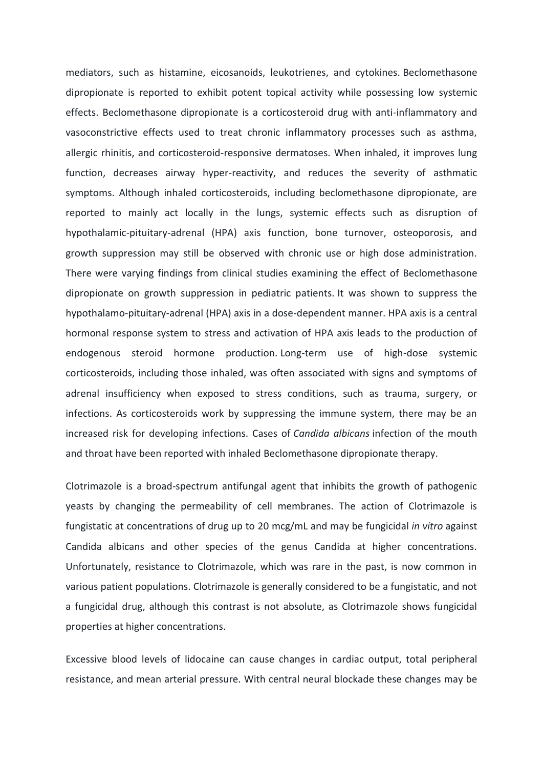mediators, such as histamine, eicosanoids, leukotrienes, and cytokines. Beclomethasone dipropionate is reported to exhibit potent topical activity while possessing low systemic effects. Beclomethasone dipropionate is a corticosteroid drug with anti-inflammatory and vasoconstrictive effects used to treat chronic inflammatory processes such as asthma, allergic rhinitis, and corticosteroid-responsive dermatoses. When inhaled, it improves lung function, decreases airway hyper-reactivity, and reduces the severity of asthmatic symptoms. Although inhaled corticosteroids, including beclomethasone dipropionate, are reported to mainly act locally in the lungs, systemic effects such as disruption of hypothalamic-pituitary-adrenal (HPA) axis function, bone turnover, osteoporosis, and growth suppression may still be observed with chronic use or high dose administration. There were varying findings from clinical studies examining the effect of Beclomethasone dipropionate on growth suppression in pediatric patients. It was shown to suppress the hypothalamo-pituitary-adrenal (HPA) axis in a dose-dependent manner. HPA axis is a central hormonal response system to stress and activation of HPA axis leads to the production of endogenous steroid hormone production. Long-term use of high-dose systemic corticosteroids, including those inhaled, was often associated with signs and symptoms of adrenal insufficiency when exposed to stress conditions, such as trauma, surgery, or infections. As corticosteroids work by suppressing the immune system, there may be an increased risk for developing infections. Cases of *Candida albicans* infection of the mouth and throat have been reported with inhaled Beclomethasone dipropionate therapy.

Clotrimazole is a broad-spectrum antifungal agent that inhibits the growth of pathogenic yeasts by changing the permeability of cell membranes. The action of Clotrimazole is fungistatic at concentrations of drug up to 20 mcg/mL and may be fungicidal *in vitro* against Candida albicans and other species of the genus Candida at higher concentrations. Unfortunately, resistance to Clotrimazole, which was rare in the past, is now common in various patient populations. Clotrimazole is generally considered to be a fungistatic, and not a fungicidal drug, although this contrast is not absolute, as Clotrimazole shows fungicidal properties at higher concentrations.

Excessive blood levels of lidocaine can cause changes in cardiac output, total peripheral resistance, and mean arterial pressure. With central neural blockade these changes may be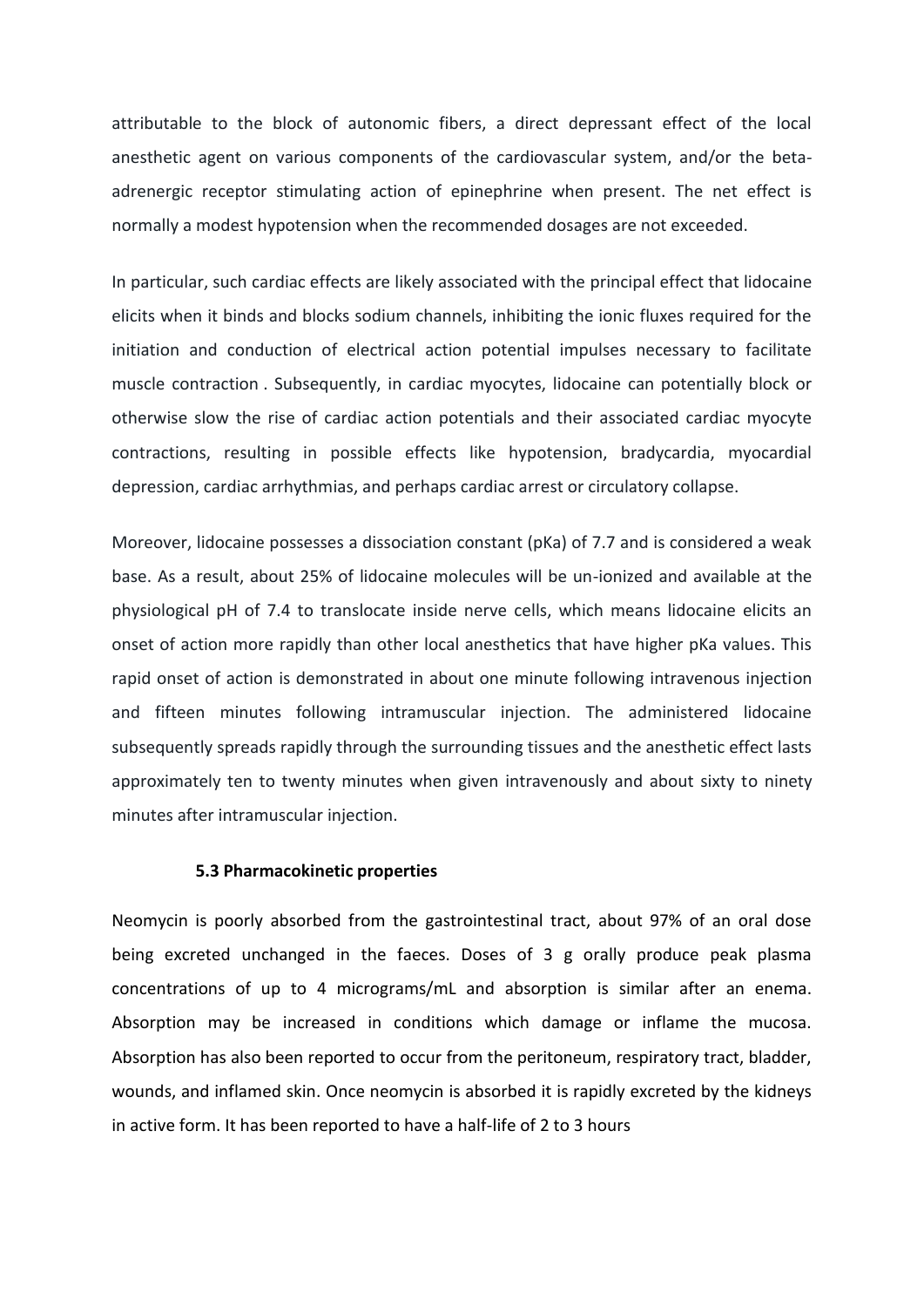attributable to the block of autonomic fibers, a direct depressant effect of the local anesthetic agent on various components of the cardiovascular system, and/or the beta-adrenergic receptor stimulating action of epinephrine when present. The net effect is normally a modest hypotension when the recommended dosages are not exceeded.

In particular, such cardiac effects are likely associated with the principal effect that lidocaine elicits when it binds and blocks sodium channels, inhibiting the ionic fluxes required for the initiation and conduction of electrical action potential impulses necessary to facilitate muscle contraction . Subsequently, in cardiac myocytes, lidocaine can potentially block or otherwise slow the rise of cardiac action potentials and their associated cardiac myocyte contractions, resulting in possible effects like hypotension, bradycardia, myocardial depression, cardiac arrhythmias, and perhaps cardiac arrest or circulatory collapse.

Moreover, lidocaine possesses a dissociation constant (pKa) of 7.7 and is considered a weak base. As a result, about 25% of lidocaine molecules will be un-ionized and available at the physiological pH of 7.4 to translocate inside nerve cells, which means lidocaine elicits an onset of action more rapidly than other local anesthetics that have higher pKa values. This rapid onset of action is demonstrated in about one minute following intravenous injection and fifteen minutes following intramuscular injection. The administered lidocaine subsequently spreads rapidly through the surrounding tissues and the anesthetic effect lasts approximately ten to twenty minutes when given intravenously and about sixty to ninety minutes after intramuscular injection.

### 5.3 Pharmacokinetic properties

Neomycin is poorly absorbed from the gastrointestinal tract, about 97% of an oral dose being excreted unchanged in the faeces. Doses of 3 g orally produce peak plasma concentrations of up to 4 micrograms/mL and absorption is similar after an enema. Absorption may be increased in conditions which damage or inflame the mucosa. Absorption has also been reported to occur from the peritoneum, respiratory tract, bladder, wounds, and inflamed skin. Once neomycin is absorbed it is rapidly excreted by the kidneys in active form. It has been reported to have a half-life of 2 to 3 hours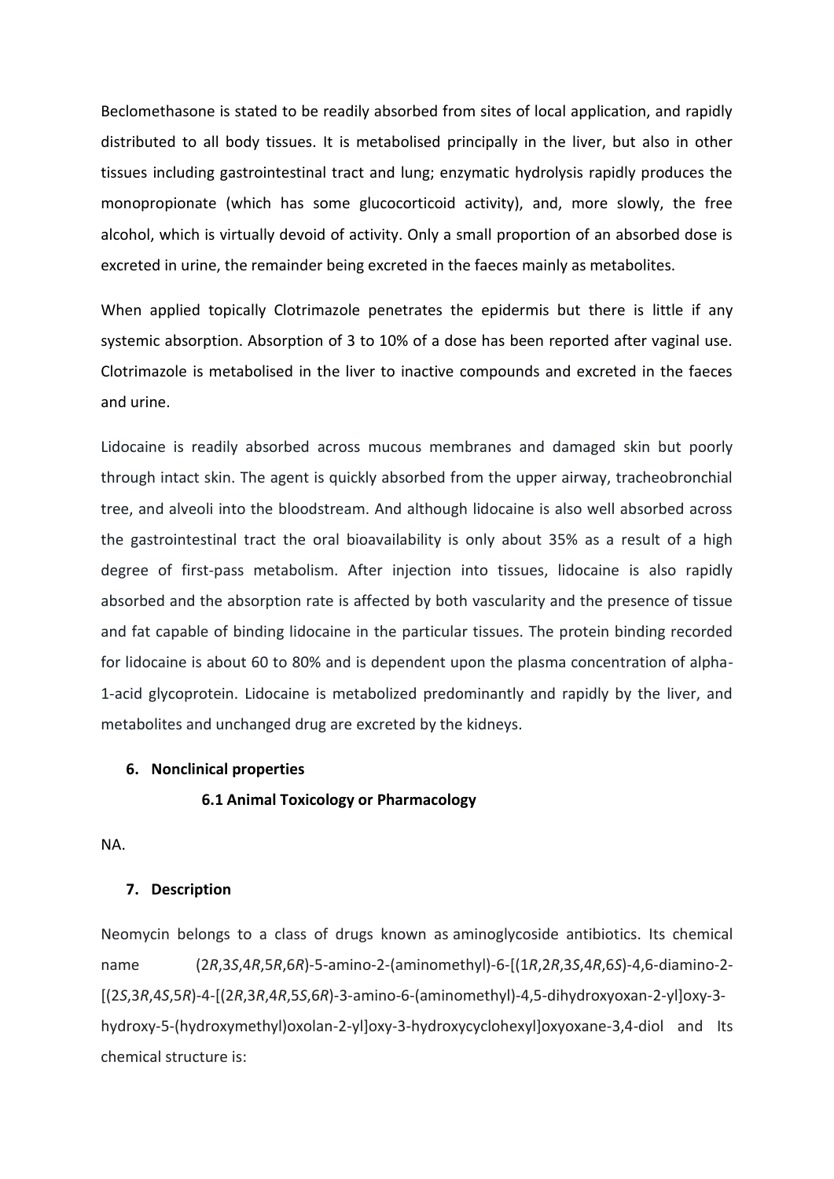Beclomethasone is stated to be readily absorbed from sites of local application, and rapidly distributed to all body tissues. It is metabolised principally in the liver, but also in other tissues including gastrointestinal tract and lung; enzymatic hydrolysis rapidly produces the monopropionate (which has some glucocorticoid activity), and, more slowly, the free alcohol, which is virtually devoid of activity. Only a small proportion of an absorbed dose is excreted in urine, the remainder being excreted in the faeces mainly as metabolites.

When applied topically Clotrimazole penetrates the epidermis but there is little if any systemic absorption. Absorption of 3 to 10% of a dose has been reported after vaginal use. Clotrimazole is metabolised in the liver to inactive compounds and excreted in the faeces and urine.

Lidocaine is readily absorbed across mucous membranes and damaged skin but poorly through intact skin. The agent is quickly absorbed from the upper airway, tracheobronchial tree, and alveoli into the bloodstream. And although lidocaine is also well absorbed across the gastrointestinal tract the oral bioavailability is only about 35% as a result of a high degree of first-pass metabolism. After injection into tissues, lidocaine is also rapidly absorbed and the absorption rate is affected by both vascularity and the presence of tissue and fat capable of binding lidocaine in the particular tissues. The protein binding recorded for lidocaine is about 60 to 80% and is dependent upon the plasma concentration of alpha-1-acid glycoprotein. Lidocaine is metabolized predominantly and rapidly by the liver, and metabolites and unchanged drug are excreted by the kidneys.

## 6. Nonclinical properties

### 6.1 Animal Toxicology or Pharmacology

NA.

## 7. Description

Neomycin belongs to a class of drugs known as aminoglycoside antibiotics. Its chemical name (2*R*,3*S*,4*R*,5*R*,6*R*)-5-amino-2-(aminomethyl)-6-[(1*R*,2*R*,3*S*,4*R*,6*S*)-4,6-diamino-2-[(2*S*,3*R*,4*S*,5*R*)-4-[(2*R*,3*R*,4*R*,5*S*,6*R*)-3-amino-6-(aminomethyl)-4,5-dihydroxyoxan-2-yl]oxy-3-hydroxy-5-(hydroxymethyl)oxolan-2-yl]oxy-3-hydroxycyclohexyl]oxyoxane-3,4-diol and Its chemical structure is: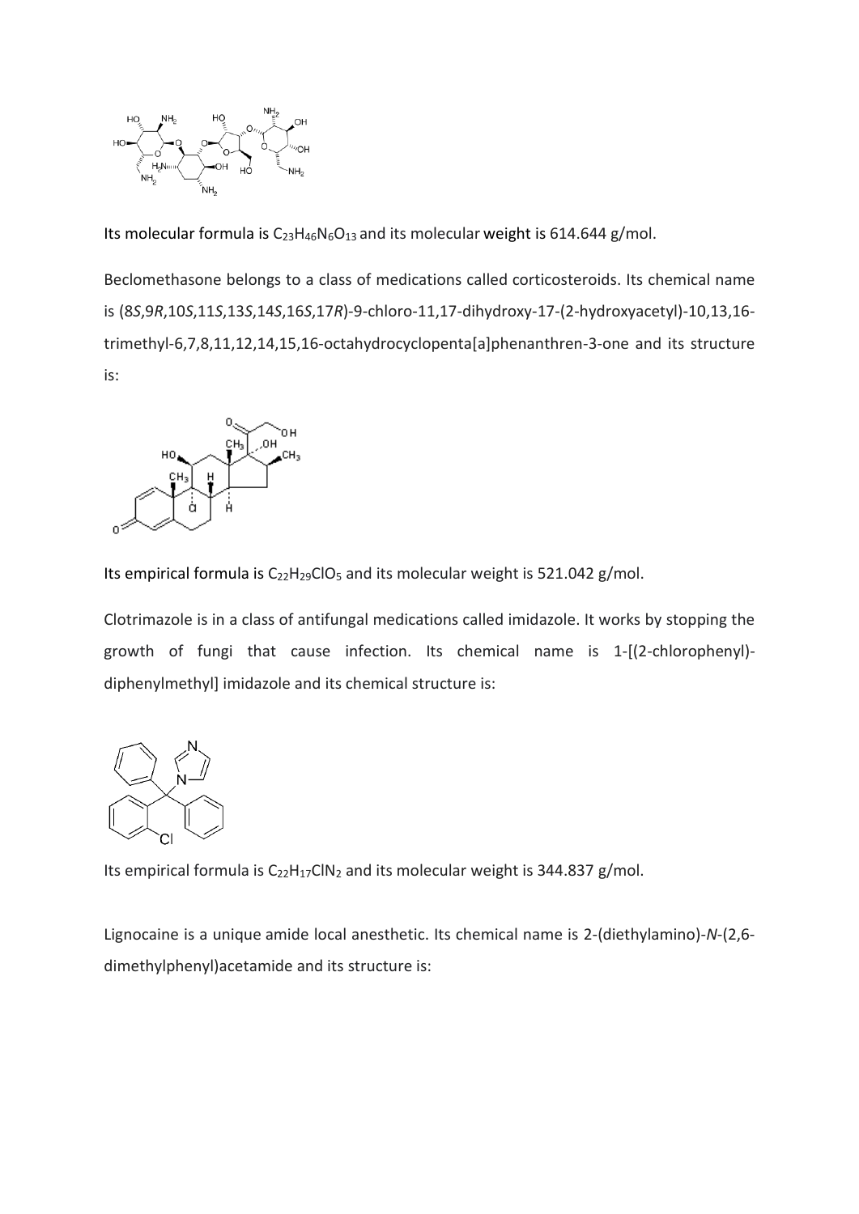Its molecular formula is $C_{23}H_{46}N_6O_{13}$ and its molecular weight is 614.644 g/mol.

Beclomethasone belongs to a class of medications called corticosteroids. Its chemical name is (8*S*,9*R*,10*S*,11*S*,13*S*,14*S*,16*S*,17*R*)-9-chloro-11,17-dihydroxy-17-(2-hydroxyacetyl)-10,13,16-trimethyl-6,7,8,11,12,14,15,16-octahydrocyclopenta[a]phenanthren-3-one and its structure is:

Its empirical formula is $C_{22}H_{29}ClO_5$ and its molecular weight is 521.042 g/mol.

Clotrimazole is in a class of antifungal medications called imidazole. It works by stopping the growth of fungi that cause infection. Its chemical name is 1-[(2-chlorophenyl)-diphenylmethyl] imidazole and its chemical structure is:

Its empirical formula is $C_{22}H_{17}ClN_2$ and its molecular weight is 344.837 g/mol.

Lignocaine is a unique amide local anesthetic. Its chemical name is 2-(diethylamino)-*N*-(2,6-dimethylphenyl)acetamide and its structure is: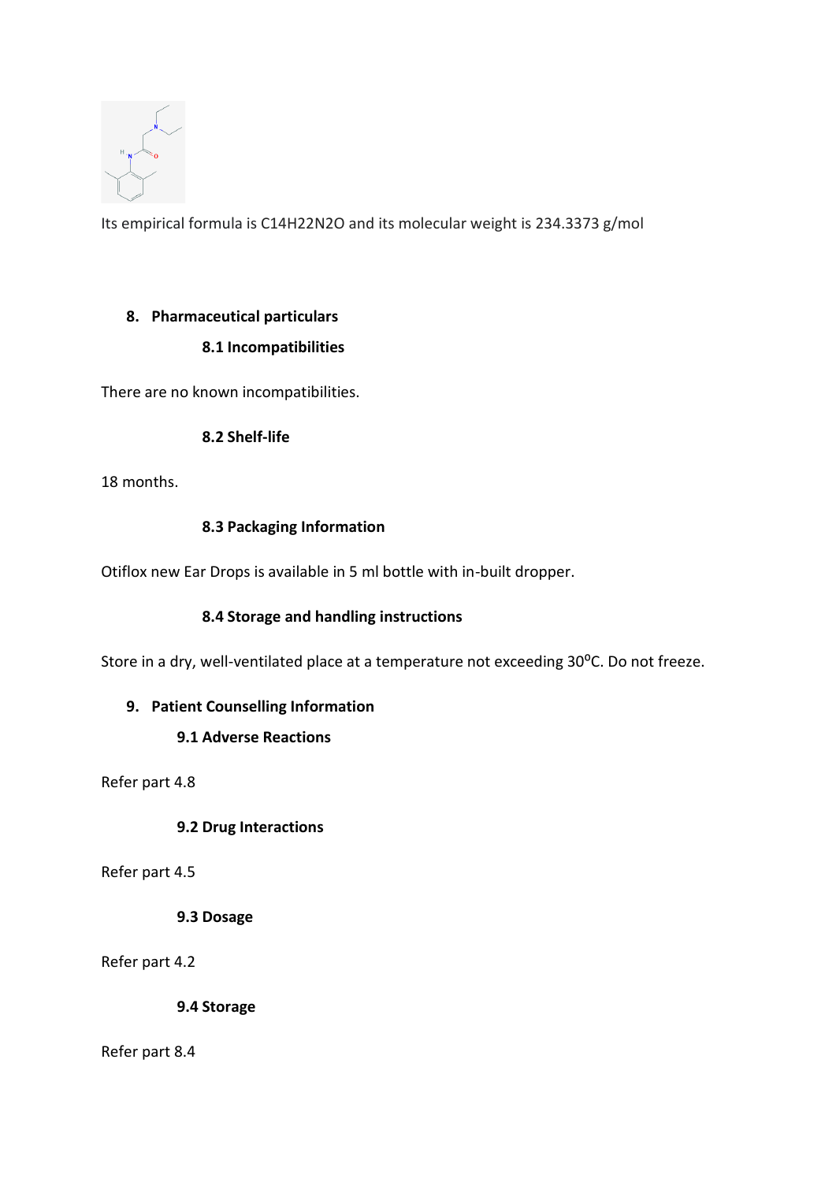Its empirical formula is $C_{14}H_{22}N_2O$ and its molecular weight is 234.3373 g/mol

## 8. Pharmaceutical particulars

### 8.1 Incompatibilities

There are no known incompatibilities.

### 8.2 Shelf-life

18 months.

### 8.3 Packaging Information

Otiflox new Ear Drops is available in 5 ml bottle with in-built dropper.

### 8.4 Storage and handling instructions

Store in a dry, well-ventilated place at a temperature not exceeding 30$^{o}$C. Do not freeze.

## 9. Patient Counselling Information

### 9.1 Adverse Reactions

Refer part 4.8

### 9.2 Drug Interactions

Refer part 4.5

### 9.3 Dosage

Refer part 4.2

### 9.4 Storage

Refer part 8.4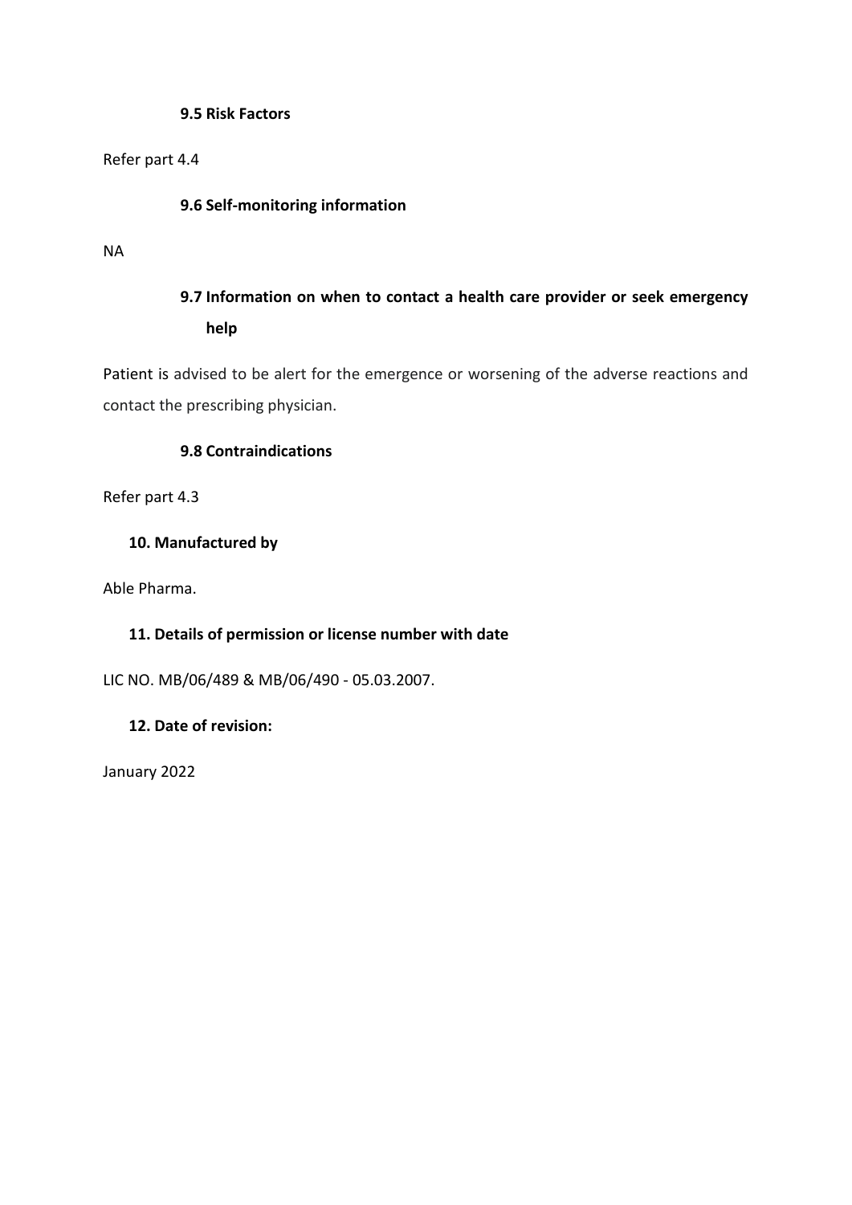### 9.5 Risk Factors

Refer part 4.4

### 9.6 Self-monitoring information

NA

### 9.7 Information on when to contact a health care provider or seek emergency help

Patient is advised to be alert for the emergence or worsening of the adverse reactions and contact the prescribing physician.

### 9.8 Contraindications

Refer part 4.3

## 10. Manufactured by

Able Pharma.

## 11. Details of permission or license number with date

LIC NO. MB/06/489 & MB/06/490 - 05.03.2007.

## 12. Date of revision:

January 2022